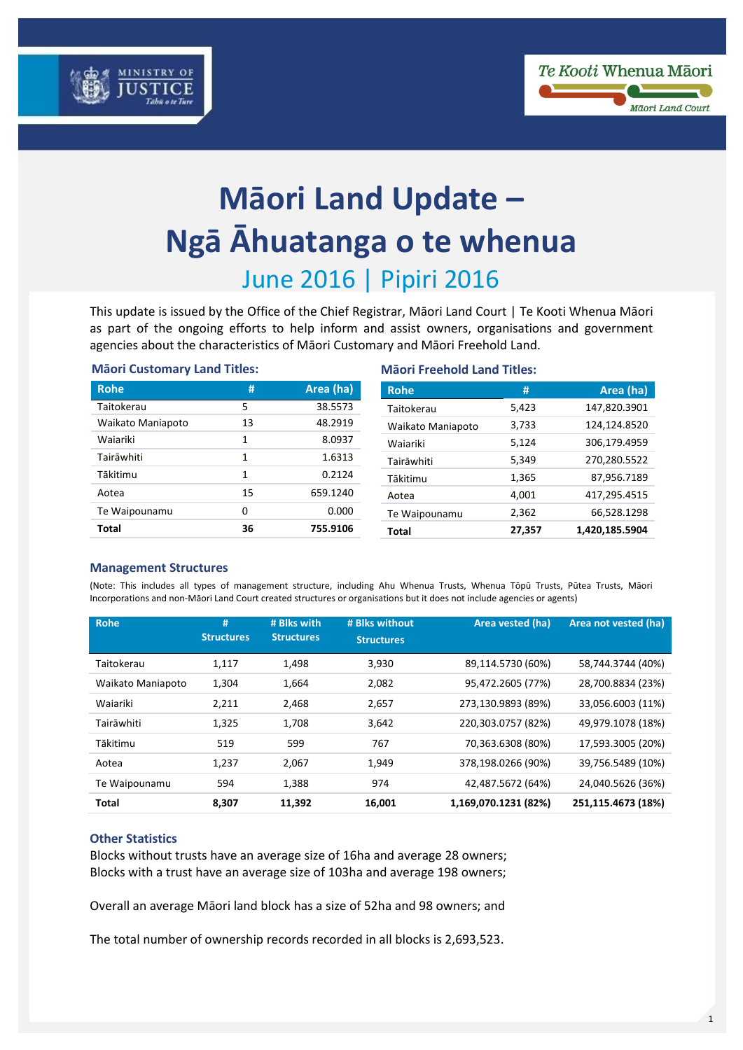# Māori Land Update – Ngā Āhuatanga o te whenua

## June 2016 | Pipiri 2016

This update is issued by the Office of the Chief Registrar, Māori Land Court | Te Kooti Whenua Māori as part of the ongoing efforts to help inform and assist owners, organisations and government agencies about the characteristics of Māori Customary and Māori Freehold Land.

### Māori Customary Land Titles:

| Rohe | # | Area (ha) |
|---|---|---|
| Taitokerau | 5 | 38.5573 |
| Waikato Maniapoto | 13 | 48.2919 |
| Waiariki | 1 | 8.0937 |
| Tairāwhiti | 1 | 1.6313 |
| Tākitimu | 1 | 0.2124 |
| Aotea | 15 | 659.1240 |
| Te Waipounamu | 0 | 0.000 |
| **Total** | **36** | **755.9106** |

### Māori Freehold Land Titles:

| Rohe | # | Area (ha) |
|---|---|---|
| Taitokerau | 5,423 | 147,820.3901 |
| Waikato Maniapoto | 3,733 | 124,124.8520 |
| Waiariki | 5,124 | 306,179.4959 |
| Tairāwhiti | 5,349 | 270,280.5522 |
| Tākitimu | 1,365 | 87,956.7189 |
| Aotea | 4,001 | 417,295.4515 |
| Te Waipounamu | 2,362 | 66,528.1298 |
| **Total** | **27,357** | **1,420,185.5904** |

### Management Structures

(Note: This includes all types of management structure, including Ahu Whenua Trusts, Whenua Tōpū Trusts, Pūtea Trusts, Māori Incorporations and non-Māori Land Court created structures or organisations but it does not include agencies or agents)

| Rohe | # Structures | # Blks with Structures | # Blks without Structures | Area vested (ha) | Area not vested (ha) |
|---|---|---|---|---|---|
| Taitokerau | 1,117 | 1,498 | 3,930 | 89,114.5730 (60%) | 58,744.3744 (40%) |
| Waikato Maniapoto | 1,304 | 1,664 | 2,082 | 95,472.2605 (77%) | 28,700.8834 (23%) |
| Waiariki | 2,211 | 2,468 | 2,657 | 273,130.9893 (89%) | 33,056.6003 (11%) |
| Tairāwhiti | 1,325 | 1,708 | 3,642 | 220,303.0757 (82%) | 49,979.1078 (18%) |
| Tākitimu | 519 | 599 | 767 | 70,363.6308 (80%) | 17,593.3005 (20%) |
| Aotea | 1,237 | 2,067 | 1,949 | 378,198.0266 (90%) | 39,756.5489 (10%) |
| Te Waipounamu | 594 | 1,388 | 974 | 42,487.5672 (64%) | 24,040.5626 (36%) |
| **Total** | **8,307** | **11,392** | **16,001** | **1,169,070.1231 (82%)** | **251,115.4673 (18%)** |

### Other Statistics

Blocks without trusts have an average size of 16ha and average 28 owners;
Blocks with a trust have an average size of 103ha and average 198 owners;

Overall an average Māori land block has a size of 52ha and 98 owners; and

The total number of ownership records recorded in all blocks is 2,693,523.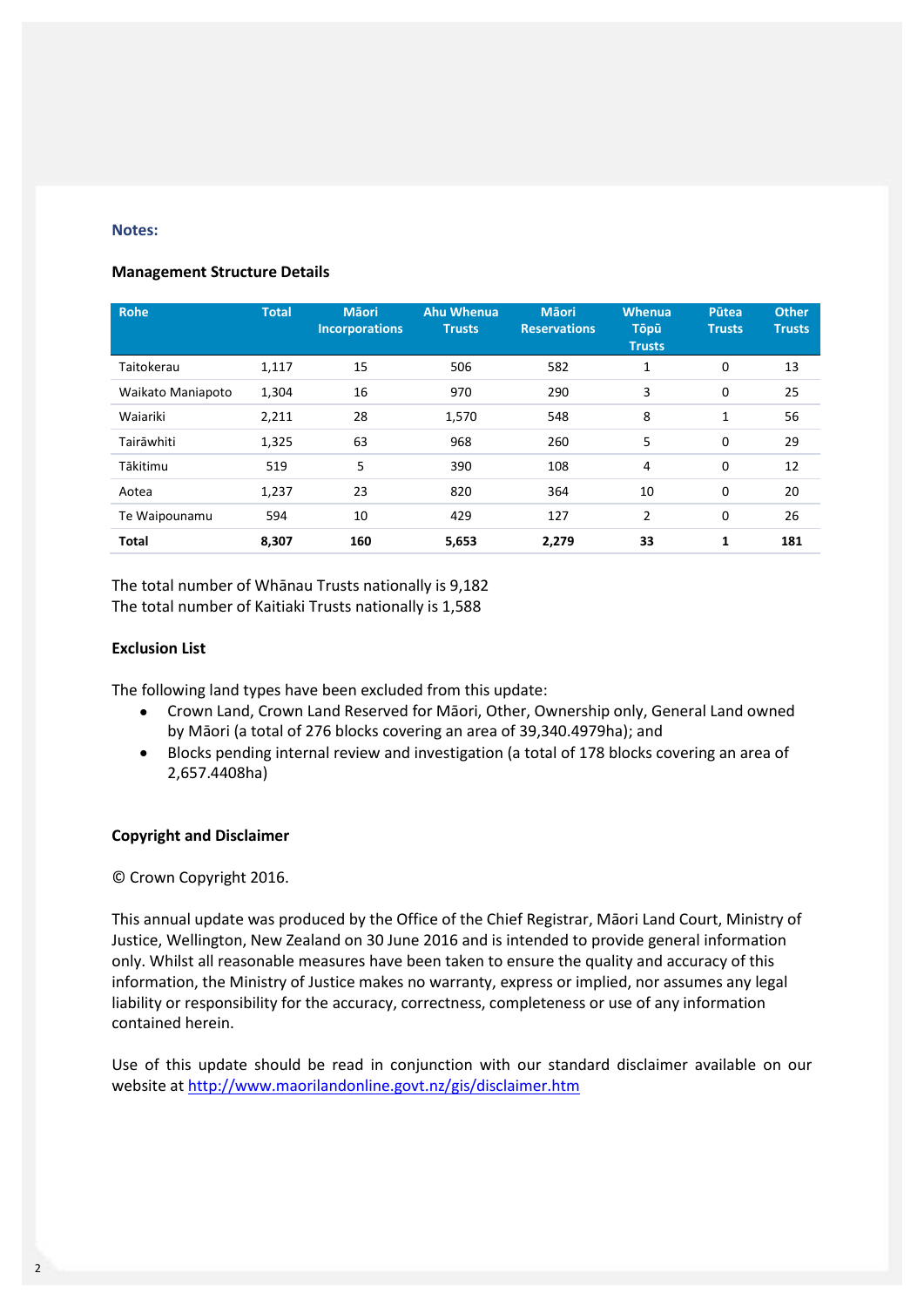## Notes:

### Management Structure Details

| Rohe | Total | Māori Incorporations | Ahu Whenua Trusts | Māori Reservations | Whenua Tōpū Trusts | Pūtea Trusts | Other Trusts |
|---|---|---|---|---|---|---|---|
| Taitokerau | 1,117 | 15 | 506 | 582 | 1 | 0 | 13 |
| Waikato Maniapoto | 1,304 | 16 | 970 | 290 | 3 | 0 | 25 |
| Waiariki | 2,211 | 28 | 1,570 | 548 | 8 | 1 | 56 |
| Tairāwhiti | 1,325 | 63 | 968 | 260 | 5 | 0 | 29 |
| Tākitimu | 519 | 5 | 390 | 108 | 4 | 0 | 12 |
| Aotea | 1,237 | 23 | 820 | 364 | 10 | 0 | 20 |
| Te Waipounamu | 594 | 10 | 429 | 127 | 2 | 0 | 26 |
| **Total** | **8,307** | **160** | **5,653** | **2,279** | **33** | **1** | **181** |

The total number of Whānau Trusts nationally is 9,182
The total number of Kaitiaki Trusts nationally is 1,588

### Exclusion List

The following land types have been excluded from this update:

- Crown Land, Crown Land Reserved for Māori, Other, Ownership only, General Land owned by Māori (a total of 276 blocks covering an area of 39,340.4979ha); and
- Blocks pending internal review and investigation (a total of 178 blocks covering an area of 2,657.4408ha)

### Copyright and Disclaimer

© Crown Copyright 2016.

This annual update was produced by the Office of the Chief Registrar, Māori Land Court, Ministry of Justice, Wellington, New Zealand on 30 June 2016 and is intended to provide general information only. Whilst all reasonable measures have been taken to ensure the quality and accuracy of this information, the Ministry of Justice makes no warranty, express or implied, nor assumes any legal liability or responsibility for the accuracy, correctness, completeness or use of any information contained herein.

Use of this update should be read in conjunction with our standard disclaimer available on our website at http://www.maorilandonline.govt.nz/gis/disclaimer.htm